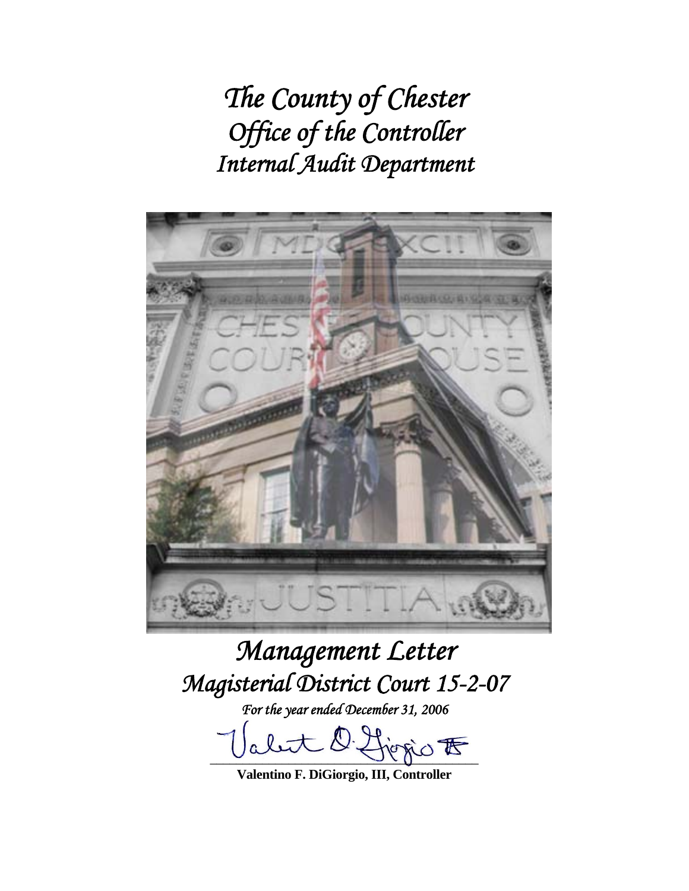# *The County of Chester*
# *Office of the Controller*
# *Internal Audit Department*

# *Management Letter*
# *Magisterial District Court 15-2-07*

*For the year ended December 31, 2006*

**Valentino F. DiGiorgio, III, Controller**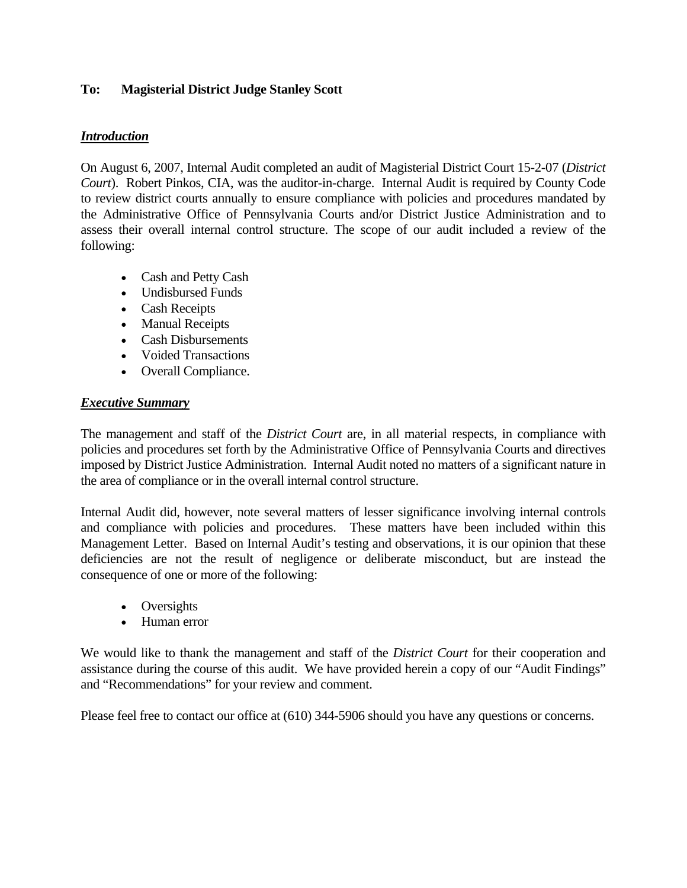**To: Magisterial District Judge Stanley Scott**

***Introduction***

On August 6, 2007, Internal Audit completed an audit of Magisterial District Court 15-2-07 (*District Court*). Robert Pinkos, CIA, was the auditor-in-charge. Internal Audit is required by County Code to review district courts annually to ensure compliance with policies and procedures mandated by the Administrative Office of Pennsylvania Courts and/or District Justice Administration and to assess their overall internal control structure. The scope of our audit included a review of the following:

- Cash and Petty Cash
- Undisbursed Funds
- Cash Receipts
- Manual Receipts
- Cash Disbursements
- Voided Transactions
- Overall Compliance.

***Executive Summary***

The management and staff of the *District Court* are, in all material respects, in compliance with policies and procedures set forth by the Administrative Office of Pennsylvania Courts and directives imposed by District Justice Administration. Internal Audit noted no matters of a significant nature in the area of compliance or in the overall internal control structure.

Internal Audit did, however, note several matters of lesser significance involving internal controls and compliance with policies and procedures. These matters have been included within this Management Letter. Based on Internal Audit's testing and observations, it is our opinion that these deficiencies are not the result of negligence or deliberate misconduct, but are instead the consequence of one or more of the following:

- Oversights
- Human error

We would like to thank the management and staff of the *District Court* for their cooperation and assistance during the course of this audit. We have provided herein a copy of our "Audit Findings" and "Recommendations" for your review and comment.

Please feel free to contact our office at (610) 344-5906 should you have any questions or concerns.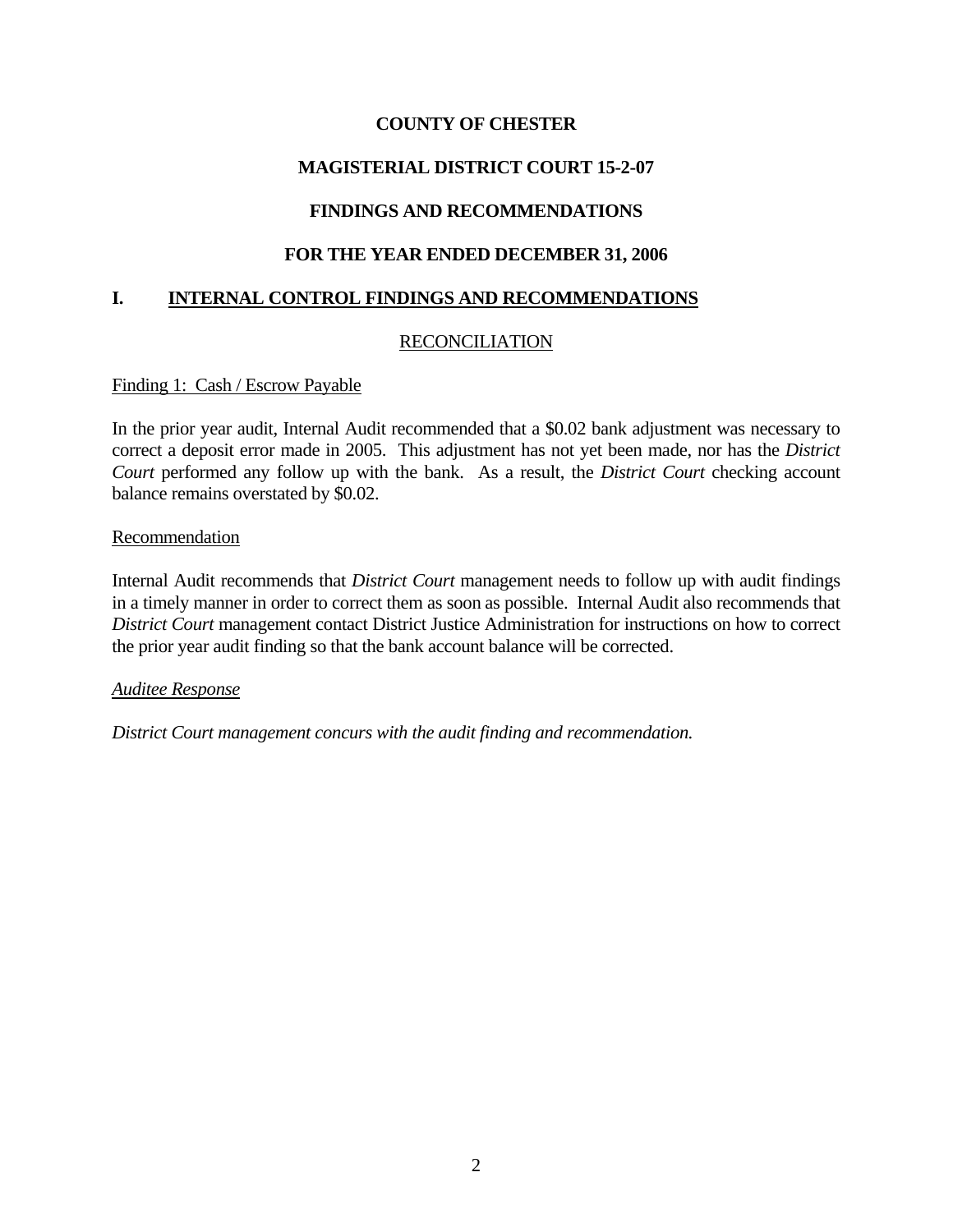**COUNTY OF CHESTER**

**MAGISTERIAL DISTRICT COURT 15-2-07**

**FINDINGS AND RECOMMENDATIONS**

**FOR THE YEAR ENDED DECEMBER 31, 2006**

## I. INTERNAL CONTROL FINDINGS AND RECOMMENDATIONS

### RECONCILIATION

Finding 1: Cash / Escrow Payable

In the prior year audit, Internal Audit recommended that a $0.02 bank adjustment was necessary to correct a deposit error made in 2005. This adjustment has not yet been made, nor has the *District Court* performed any follow up with the bank. As a result, the *District Court* checking account balance remains overstated by $0.02.

Recommendation

Internal Audit recommends that *District Court* management needs to follow up with audit findings in a timely manner in order to correct them as soon as possible. Internal Audit also recommends that *District Court* management contact District Justice Administration for instructions on how to correct the prior year audit finding so that the bank account balance will be corrected.

*Auditee Response*

*District Court management concurs with the audit finding and recommendation.*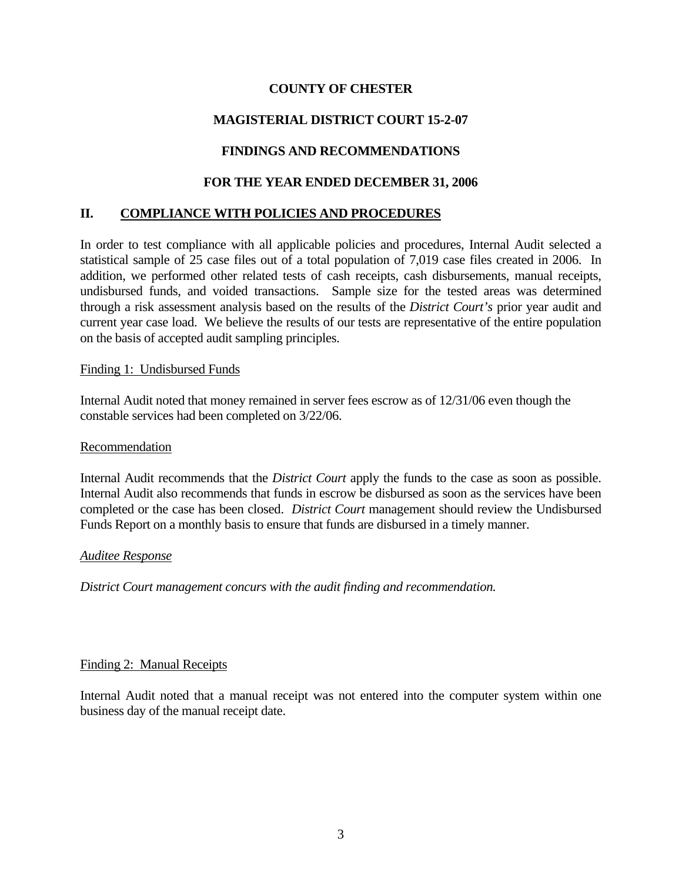**COUNTY OF CHESTER**

**MAGISTERIAL DISTRICT COURT 15-2-07**

**FINDINGS AND RECOMMENDATIONS**

**FOR THE YEAR ENDED DECEMBER 31, 2006**

## II. COMPLIANCE WITH POLICIES AND PROCEDURES

In order to test compliance with all applicable policies and procedures, Internal Audit selected a statistical sample of 25 case files out of a total population of 7,019 case files created in 2006. In addition, we performed other related tests of cash receipts, cash disbursements, manual receipts, undisbursed funds, and voided transactions. Sample size for the tested areas was determined through a risk assessment analysis based on the results of the *District Court's* prior year audit and current year case load. We believe the results of our tests are representative of the entire population on the basis of accepted audit sampling principles.

Finding 1: Undisbursed Funds

Internal Audit noted that money remained in server fees escrow as of 12/31/06 even though the constable services had been completed on 3/22/06.

Recommendation

Internal Audit recommends that the *District Court* apply the funds to the case as soon as possible. Internal Audit also recommends that funds in escrow be disbursed as soon as the services have been completed or the case has been closed. *District Court* management should review the Undisbursed Funds Report on a monthly basis to ensure that funds are disbursed in a timely manner.

*Auditee Response*

*District Court management concurs with the audit finding and recommendation.*

Finding 2: Manual Receipts

Internal Audit noted that a manual receipt was not entered into the computer system within one business day of the manual receipt date.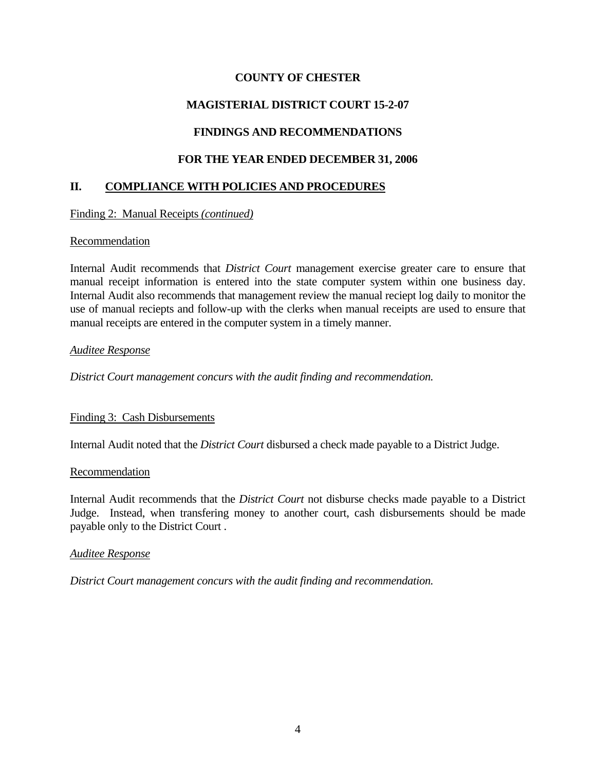**COUNTY OF CHESTER**

**MAGISTERIAL DISTRICT COURT 15-2-07**

**FINDINGS AND RECOMMENDATIONS**

**FOR THE YEAR ENDED DECEMBER 31, 2006**

## II. COMPLIANCE WITH POLICIES AND PROCEDURES

Finding 2: Manual Receipts *(continued)*

Recommendation

Internal Audit recommends that *District Court* management exercise greater care to ensure that manual receipt information is entered into the state computer system within one business day. Internal Audit also recommends that management review the manual reciept log daily to monitor the use of manual reciepts and follow-up with the clerks when manual receipts are used to ensure that manual receipts are entered in the computer system in a timely manner.

*Auditee Response*

*District Court management concurs with the audit finding and recommendation.*

Finding 3: Cash Disbursements

Internal Audit noted that the *District Court* disbursed a check made payable to a District Judge.

Recommendation

Internal Audit recommends that the *District Court* not disburse checks made payable to a District Judge. Instead, when transfering money to another court, cash disbursements should be made payable only to the District Court .

*Auditee Response*

*District Court management concurs with the audit finding and recommendation.*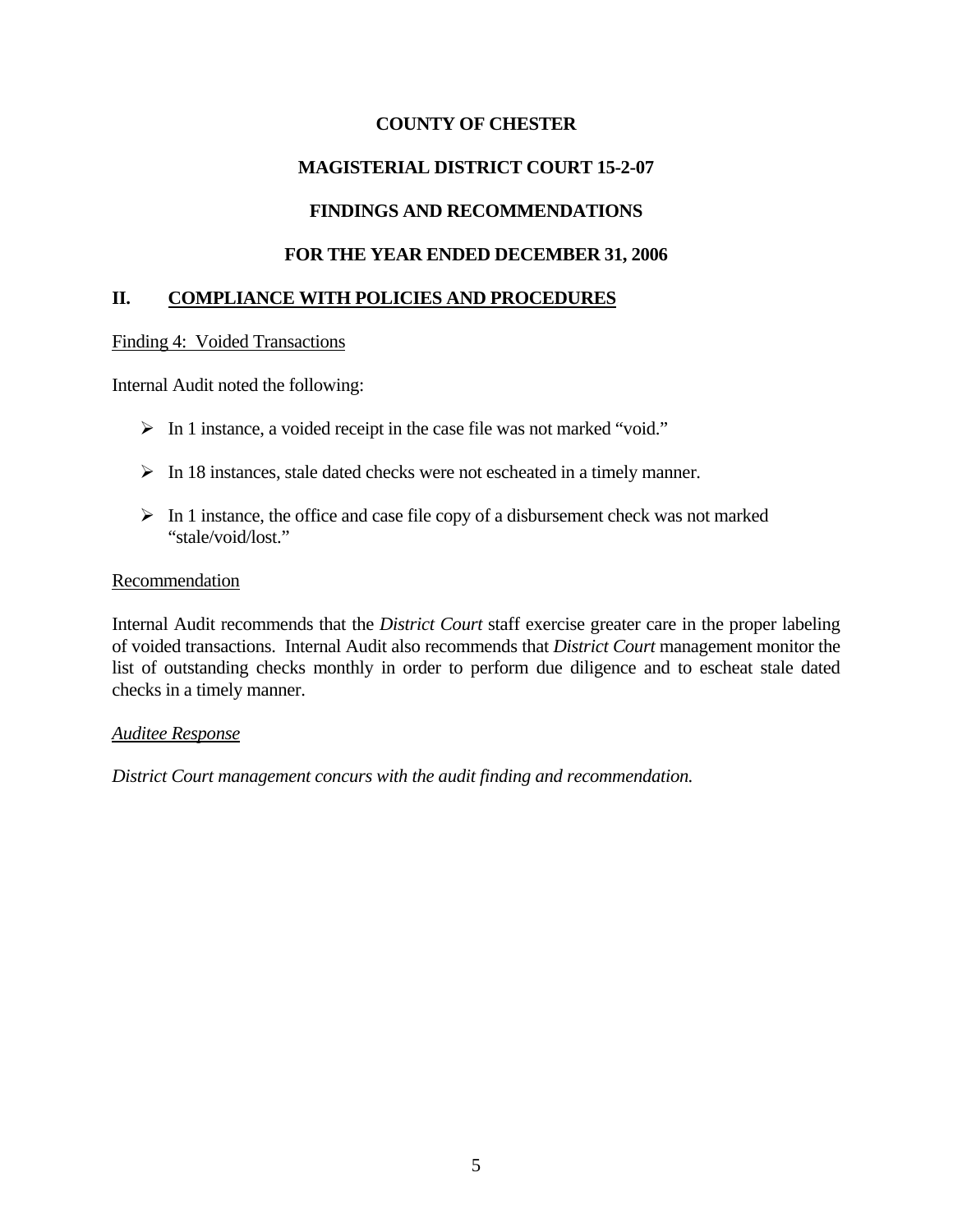**COUNTY OF CHESTER**

**MAGISTERIAL DISTRICT COURT 15-2-07**

**FINDINGS AND RECOMMENDATIONS**

**FOR THE YEAR ENDED DECEMBER 31, 2006**

## II. COMPLIANCE WITH POLICIES AND PROCEDURES

Finding 4: Voided Transactions

Internal Audit noted the following:

- In 1 instance, a voided receipt in the case file was not marked "void."
- In 18 instances, stale dated checks were not escheated in a timely manner.
- In 1 instance, the office and case file copy of a disbursement check was not marked "stale/void/lost."

Recommendation

Internal Audit recommends that the *District Court* staff exercise greater care in the proper labeling of voided transactions. Internal Audit also recommends that *District Court* management monitor the list of outstanding checks monthly in order to perform due diligence and to escheat stale dated checks in a timely manner.

*Auditee Response*

*District Court management concurs with the audit finding and recommendation.*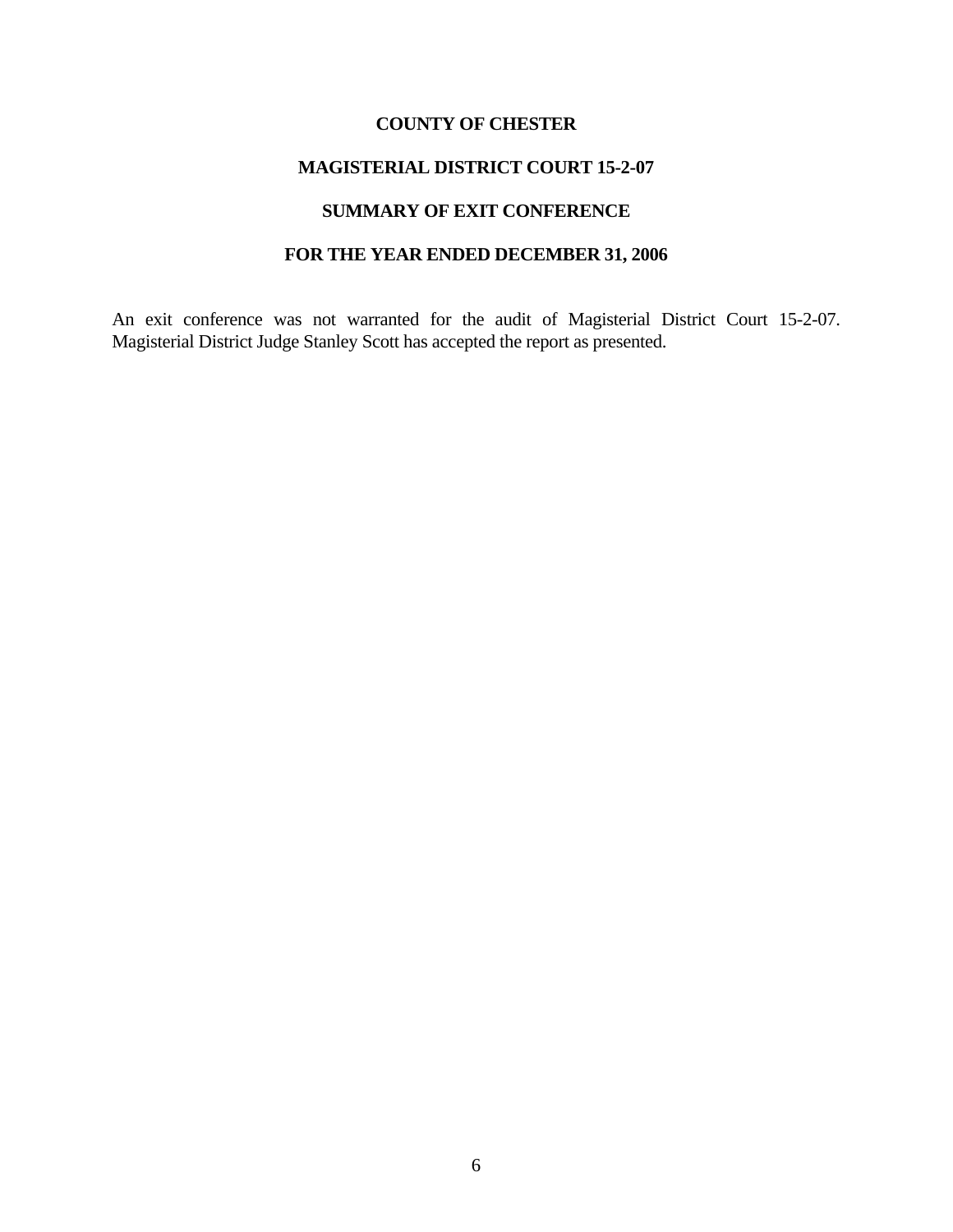**COUNTY OF CHESTER**

**MAGISTERIAL DISTRICT COURT 15-2-07**

**SUMMARY OF EXIT CONFERENCE**

**FOR THE YEAR ENDED DECEMBER 31, 2006**

An exit conference was not warranted for the audit of Magisterial District Court 15-2-07. Magisterial District Judge Stanley Scott has accepted the report as presented.